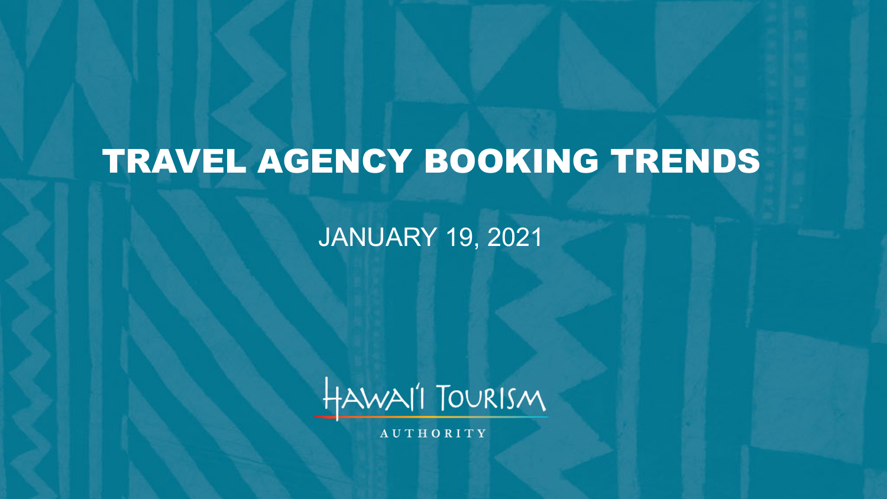# TRAVEL AGENCY BOOKING TRENDS

JANUARY 19, 2021

HAWAI'I TOURISM AUTHORITY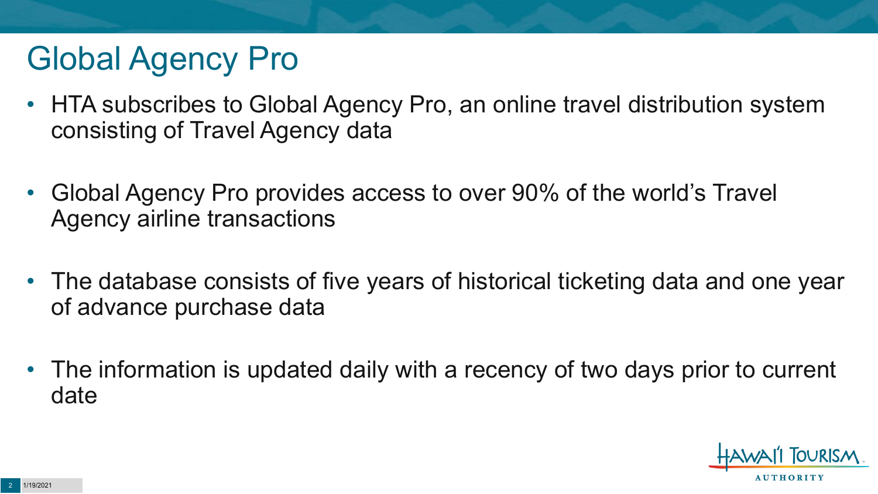# Global Agency Pro

- HTA subscribes to Global Agency Pro, an online travel distribution system consisting of Travel Agency data
- Global Agency Pro provides access to over 90% of the world's Travel Agency airline transactions
- The database consists of five years of historical ticketing data and one year of advance purchase data
- The information is updated daily with a recency of two days prior to current date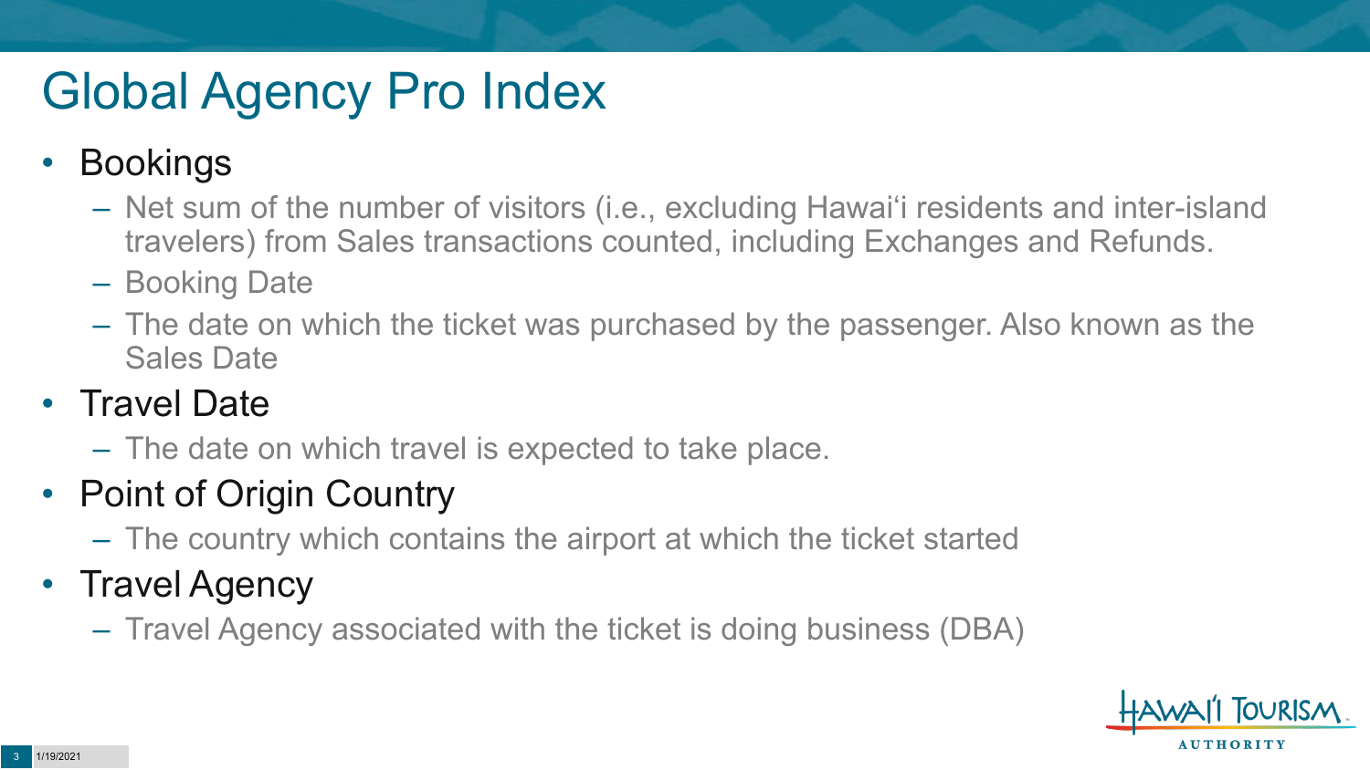# Global Agency Pro Index

- Bookings
  - Net sum of the number of visitors (i.e., excluding Hawai'i residents and inter-island travelers) from Sales transactions counted, including Exchanges and Refunds.
  - Booking Date
  - The date on which the ticket was purchased by the passenger. Also known as the Sales Date
- Travel Date
  - The date on which travel is expected to take place.
- Point of Origin Country
  - The country which contains the airport at which the ticket started
- Travel Agency
  - Travel Agency associated with the ticket is doing business (DBA)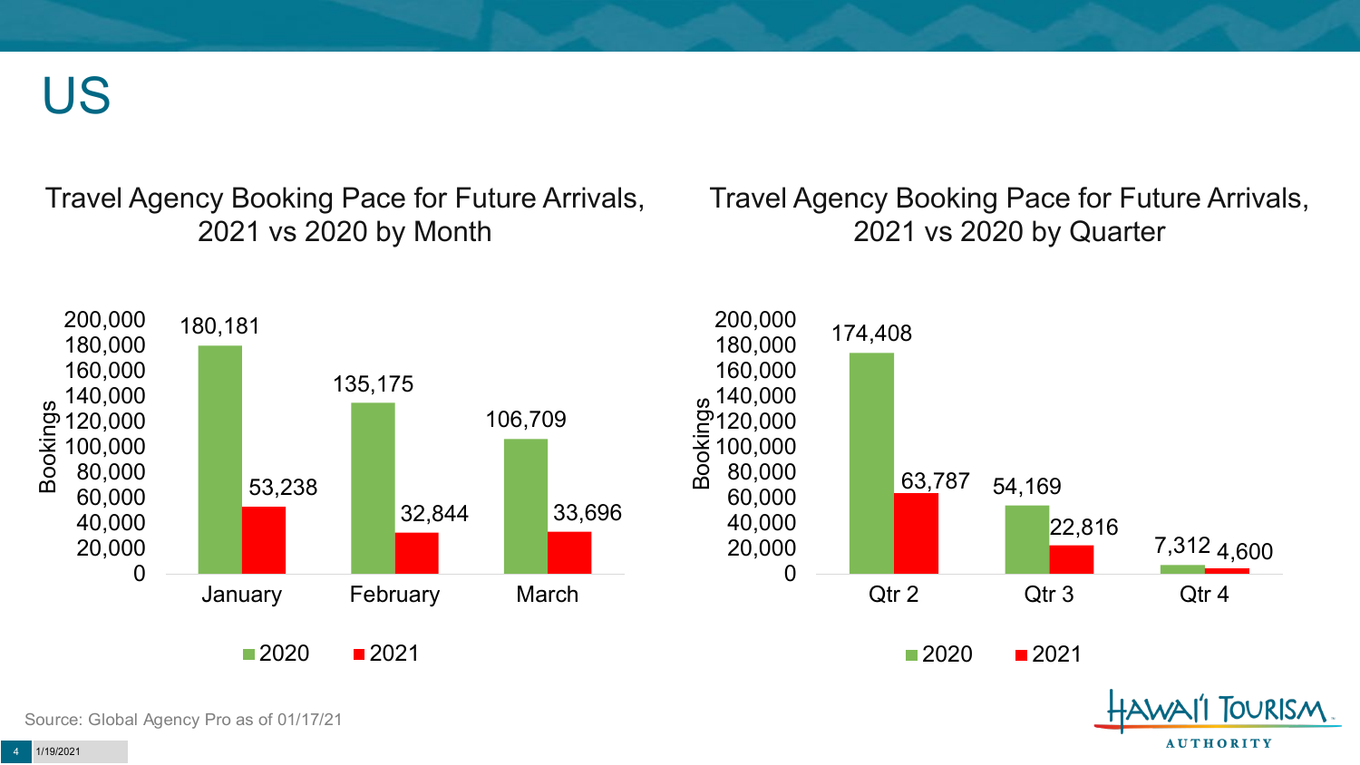# US

## Travel Agency Booking Pace for Future Arrivals, 2021 vs 2020 by Month

| Month | 2020 | 2021 |
| --- | --- | --- |
| January | 180,181 | 53,238 |
| February | 135,175 | 32,844 |
| March | 106,709 | 33,696 |

## Travel Agency Booking Pace for Future Arrivals, 2021 vs 2020 by Quarter

| Quarter | 2020 | 2021 |
| --- | --- | --- |
| Qtr 2 | 174,408 | 63,787 |
| Qtr 3 | 54,169 | 22,816 |
| Qtr 4 | 7,312 | 4,600 |

Source: Global Agency Pro as of 01/17/21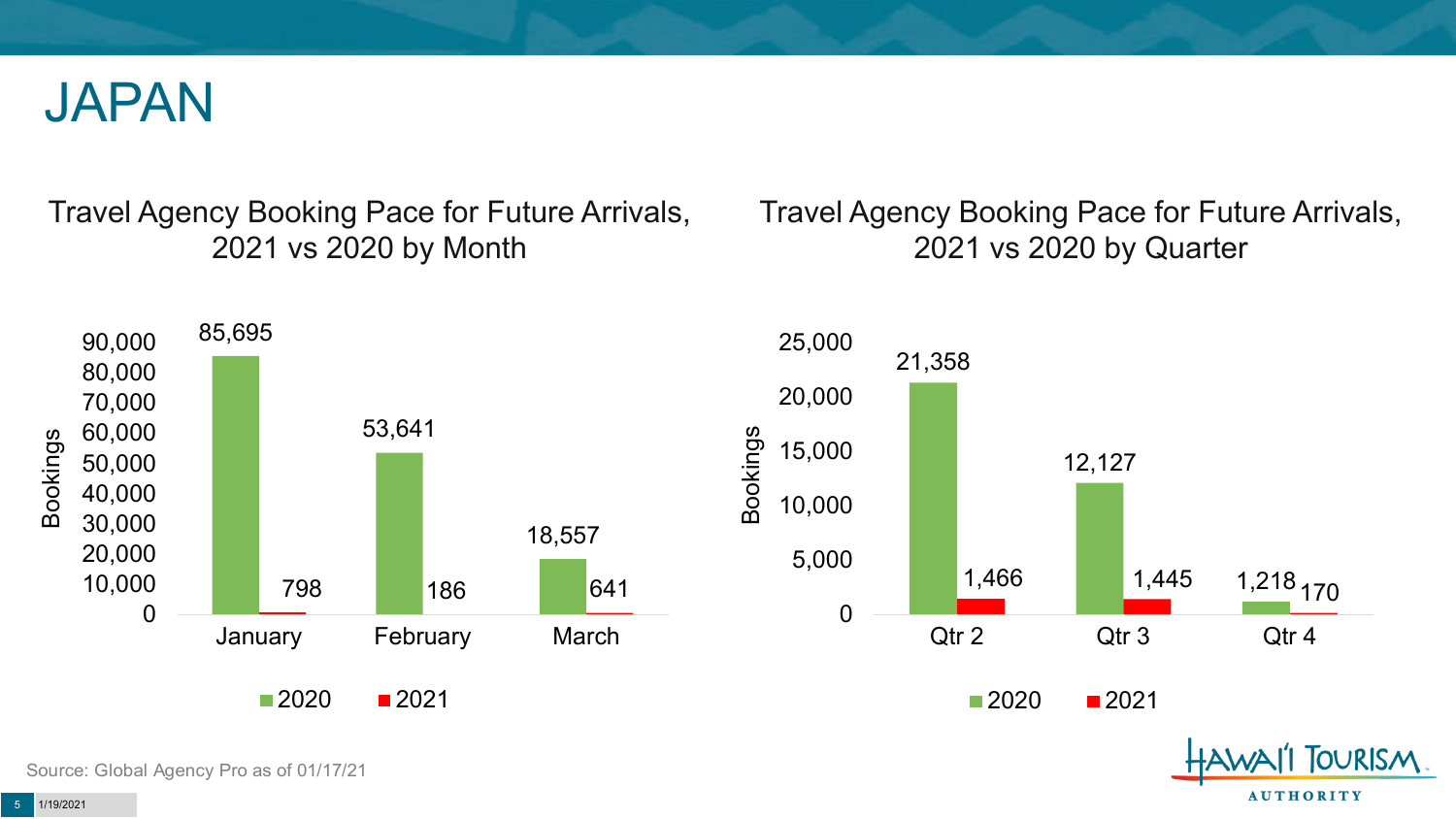# JAPAN

## Travel Agency Booking Pace for Future Arrivals, 2021 vs 2020 by Month

| Month | 2020 | 2021 |
| --- | --- | --- |
| January | 85,695 | 798 |
| February | 53,641 | 186 |
| March | 18,557 | 641 |

## Travel Agency Booking Pace for Future Arrivals, 2021 vs 2020 by Quarter

| Quarter | 2020 | 2021 |
| --- | --- | --- |
| Qtr 2 | 21,358 | 1,466 |
| Qtr 3 | 12,127 | 1,445 |
| Qtr 4 | 1,218 | 170 |

Source: Global Agency Pro as of 01/17/21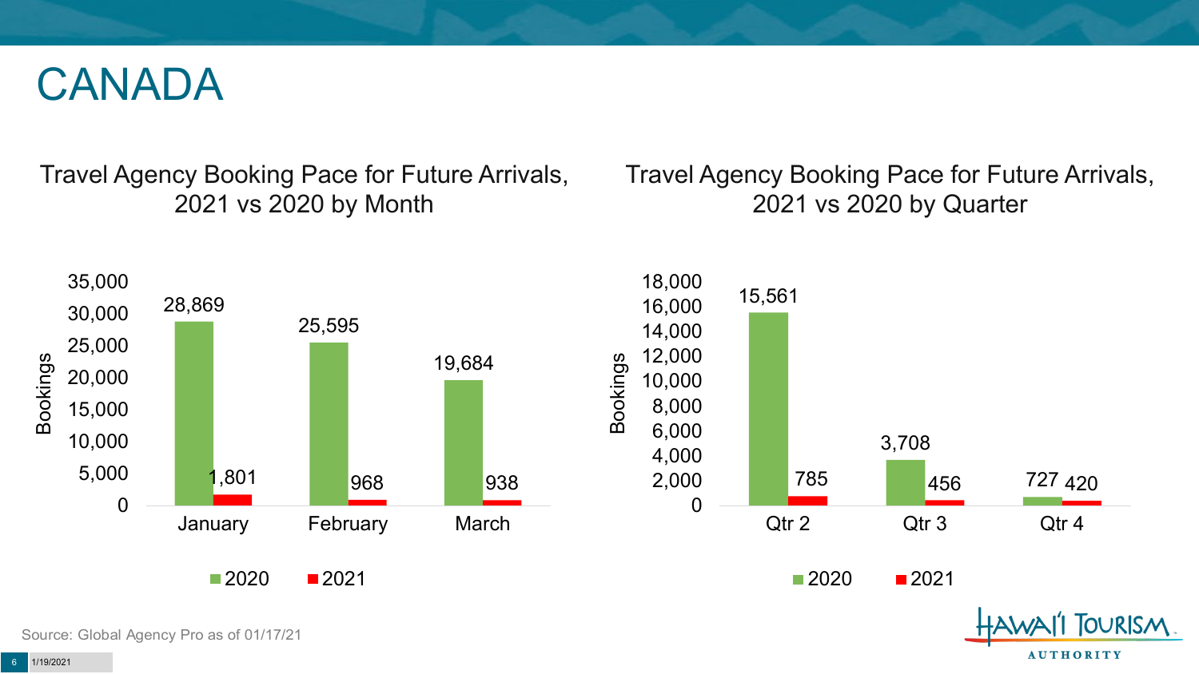# CANADA

## Travel Agency Booking Pace for Future Arrivals, 2021 vs 2020 by Month

| Month | 2020 | 2021 |
|---|---|---|
| January | 28,869 | 1,801 |
| February | 25,595 | 968 |
| March | 19,684 | 938 |

## Travel Agency Booking Pace for Future Arrivals, 2021 vs 2020 by Quarter

| Quarter | 2020 | 2021 |
|---|---|---|
| Qtr 2 | 15,561 | 785 |
| Qtr 3 | 3,708 | 456 |
| Qtr 4 | 727 | 420 |

Source: Global Agency Pro as of 01/17/21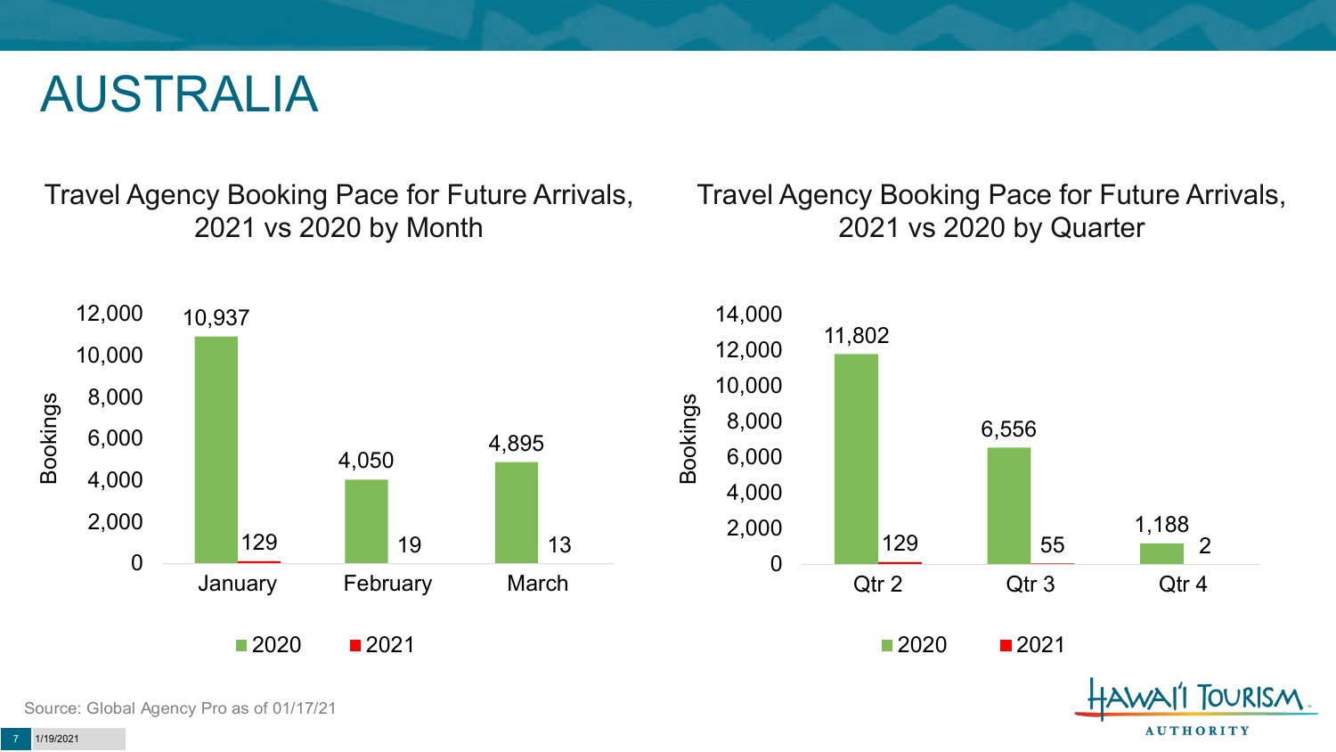# AUSTRALIA

## Travel Agency Booking Pace for Future Arrivals, 2021 vs 2020 by Month

| Month | 2020 | 2021 |
|---|---|---|
| January | 10,937 | 129 |
| February | 4,050 | 19 |
| March | 4,895 | 13 |

## Travel Agency Booking Pace for Future Arrivals, 2021 vs 2020 by Quarter

| Quarter | 2020 | 2021 |
|---|---|---|
| Qtr 2 | 11,802 | 129 |
| Qtr 3 | 6,556 | 55 |
| Qtr 4 | 1,188 | 2 |

Source: Global Agency Pro as of 01/17/21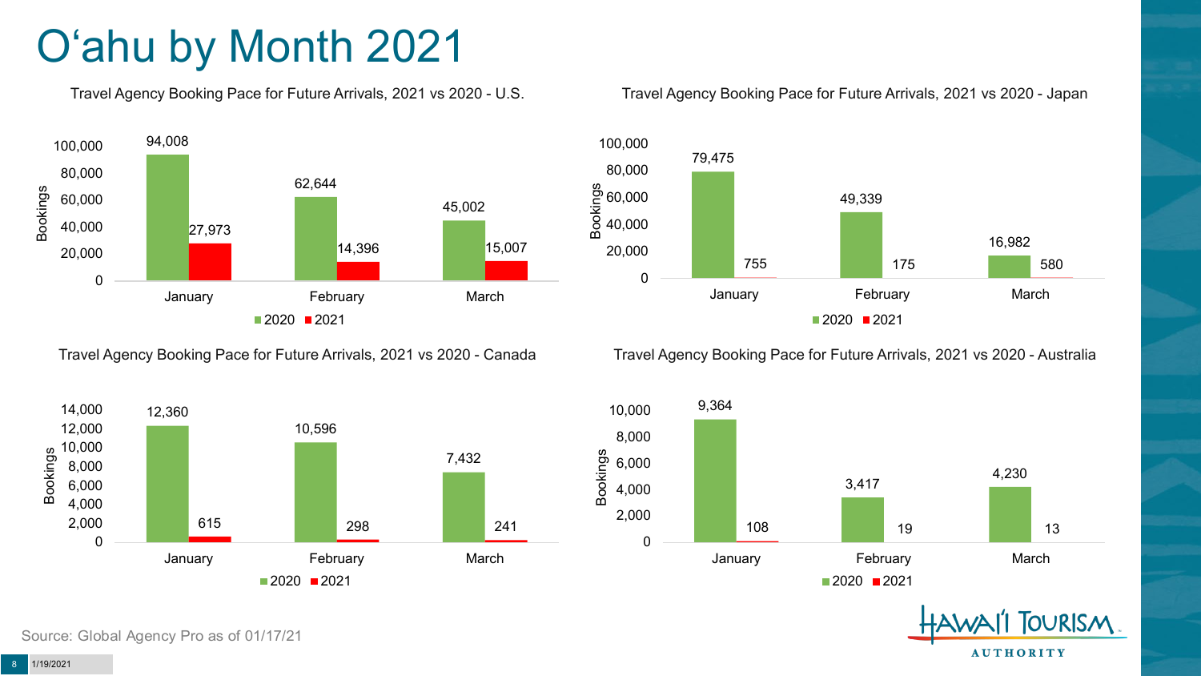# Oʻahu by Month 2021

### Travel Agency Booking Pace for Future Arrivals, 2021 vs 2020 - U.S.

| Month | 2020 | 2021 |
|---|---|---|
| January | 94,008 | 27,973 |
| February | 62,644 | 14,396 |
| March | 45,002 | 15,007 |

### Travel Agency Booking Pace for Future Arrivals, 2021 vs 2020 - Japan

| Month | 2020 | 2021 |
|---|---|---|
| January | 79,475 | 755 |
| February | 49,339 | 175 |
| March | 16,982 | 580 |

### Travel Agency Booking Pace for Future Arrivals, 2021 vs 2020 - Canada

| Month | 2020 | 2021 |
|---|---|---|
| January | 12,360 | 615 |
| February | 10,596 | 298 |
| March | 7,432 | 241 |

### Travel Agency Booking Pace for Future Arrivals, 2021 vs 2020 - Australia

| Month | 2020 | 2021 |
|---|---|---|
| January | 9,364 | 108 |
| February | 3,417 | 19 |
| March | 4,230 | 13 |

Source: Global Agency Pro as of 01/17/21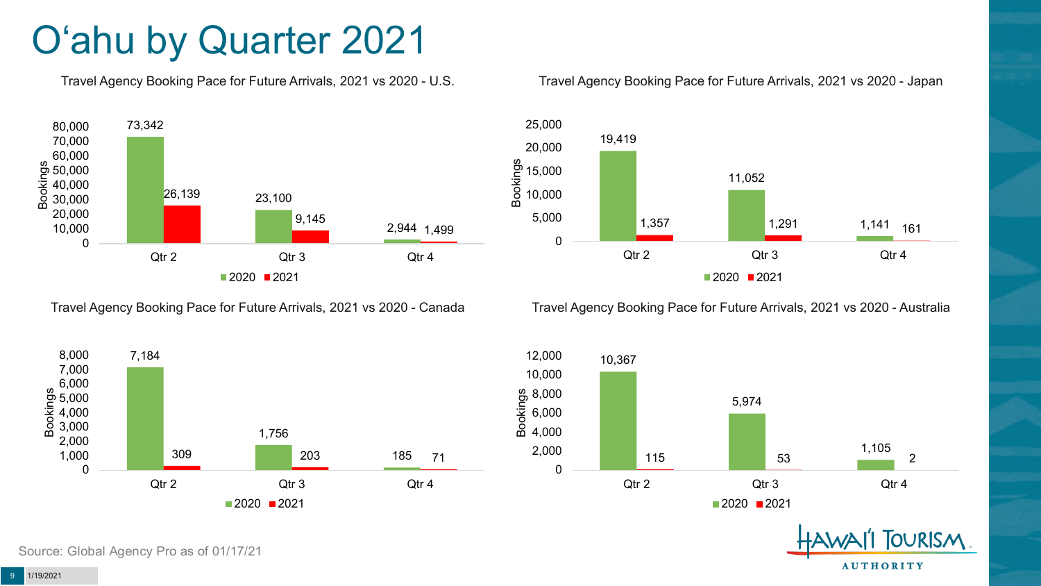# O'ahu by Quarter 2021

Travel Agency Booking Pace for Future Arrivals, 2021 vs 2020 - U.S.

| Bookings | 2020 | 2021 |
|---|---|---|
| Qtr 2 | 73,342 | 26,139 |
| Qtr 3 | 23,100 | 9,145 |
| Qtr 4 | 2,944 | 1,499 |

Travel Agency Booking Pace for Future Arrivals, 2021 vs 2020 - Japan

| Bookings | 2020 | 2021 |
|---|---|---|
| Qtr 2 | 19,419 | 1,357 |
| Qtr 3 | 11,052 | 1,291 |
| Qtr 4 | 1,141 | 161 |

Travel Agency Booking Pace for Future Arrivals, 2021 vs 2020 - Canada

| Bookings | 2020 | 2021 |
|---|---|---|
| Qtr 2 | 7,184 | 309 |
| Qtr 3 | 1,756 | 203 |
| Qtr 4 | 185 | 71 |

Travel Agency Booking Pace for Future Arrivals, 2021 vs 2020 - Australia

| Bookings | 2020 | 2021 |
|---|---|---|
| Qtr 2 | 10,367 | 115 |
| Qtr 3 | 5,974 | 53 |
| Qtr 4 | 1,105 | 2 |

Source: Global Agency Pro as of 01/17/21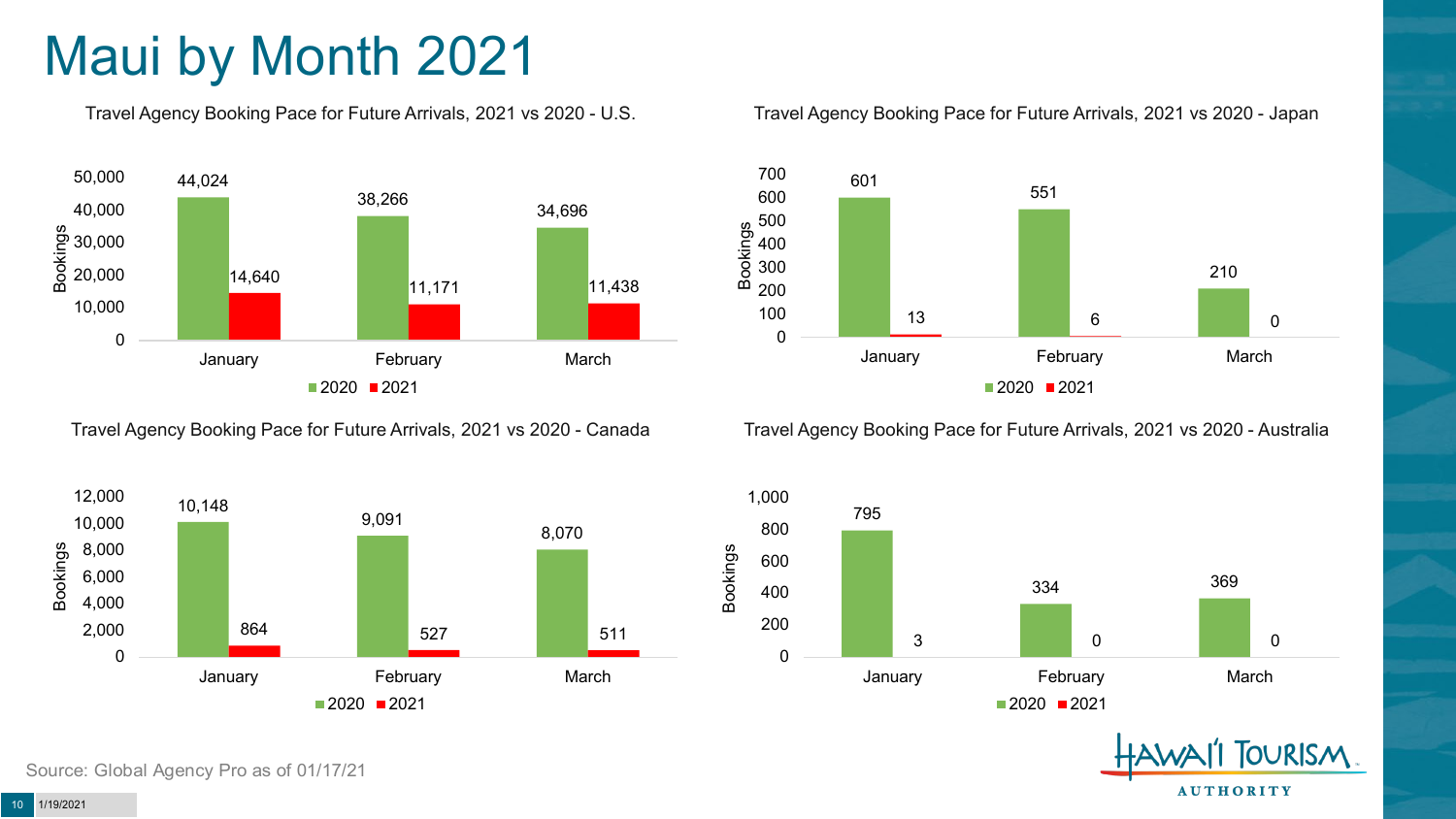# Maui by Month 2021

### Travel Agency Booking Pace for Future Arrivals, 2021 vs 2020 - U.S.

| Month | 2020 | 2021 |
| --- | --- | --- |
| January | 44,024 | 14,640 |
| February | 38,266 | 11,171 |
| March | 34,696 | 11,438 |

### Travel Agency Booking Pace for Future Arrivals, 2021 vs 2020 - Japan

| Month | 2020 | 2021 |
| --- | --- | --- |
| January | 601 | 13 |
| February | 551 | 6 |
| March | 210 | 0 |

### Travel Agency Booking Pace for Future Arrivals, 2021 vs 2020 - Canada

| Month | 2020 | 2021 |
| --- | --- | --- |
| January | 10,148 | 864 |
| February | 9,091 | 527 |
| March | 8,070 | 511 |

### Travel Agency Booking Pace for Future Arrivals, 2021 vs 2020 - Australia

| Month | 2020 | 2021 |
| --- | --- | --- |
| January | 795 | 3 |
| February | 334 | 0 |
| March | 369 | 0 |

Source: Global Agency Pro as of 01/17/21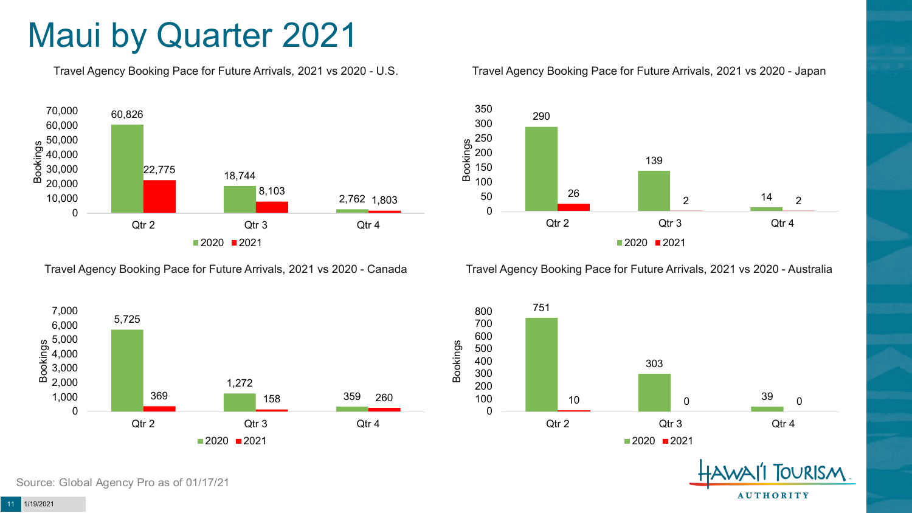# Maui by Quarter 2021

### Travel Agency Booking Pace for Future Arrivals, 2021 vs 2020 - U.S.

| Bookings | 2020 | 2021 |
|---|---|---|
| Qtr 2 | 60,826 | 22,775 |
| Qtr 3 | 18,744 | 8,103 |
| Qtr 4 | 2,762 | 1,803 |

### Travel Agency Booking Pace for Future Arrivals, 2021 vs 2020 - Japan

| Bookings | 2020 | 2021 |
|---|---|---|
| Qtr 2 | 290 | 26 |
| Qtr 3 | 139 | 2 |
| Qtr 4 | 14 | 2 |

### Travel Agency Booking Pace for Future Arrivals, 2021 vs 2020 - Canada

| Bookings | 2020 | 2021 |
|---|---|---|
| Qtr 2 | 5,725 | 369 |
| Qtr 3 | 1,272 | 158 |
| Qtr 4 | 359 | 260 |

### Travel Agency Booking Pace for Future Arrivals, 2021 vs 2020 - Australia

| Bookings | 2020 | 2021 |
|---|---|---|
| Qtr 2 | 751 | 10 |
| Qtr 3 | 303 | 0 |
| Qtr 4 | 39 | 0 |

Source: Global Agency Pro as of 01/17/21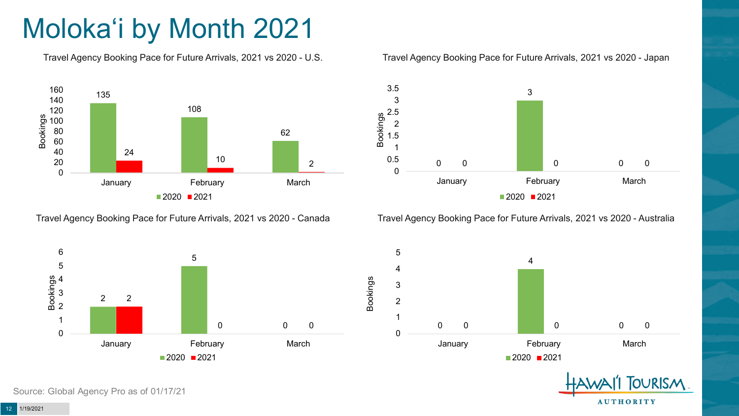# Molokaʻi by Month 2021

### Travel Agency Booking Pace for Future Arrivals, 2021 vs 2020 - U.S.

| Month | 2020 | 2021 |
|---|---|---|
| January | 135 | 24 |
| February | 108 | 10 |
| March | 62 | 2 |

### Travel Agency Booking Pace for Future Arrivals, 2021 vs 2020 - Japan

| Month | 2020 | 2021 |
|---|---|---|
| January | 0 | 0 |
| February | 3 | 0 |
| March | 0 | 0 |

### Travel Agency Booking Pace for Future Arrivals, 2021 vs 2020 - Canada

| Month | 2020 | 2021 |
|---|---|---|
| January | 2 | 2 |
| February | 5 | 0 |
| March | 0 | 0 |

### Travel Agency Booking Pace for Future Arrivals, 2021 vs 2020 - Australia

| Month | 2020 | 2021 |
|---|---|---|
| January | 0 | 0 |
| February | 4 | 0 |
| March | 0 | 0 |

Source: Global Agency Pro as of 01/17/21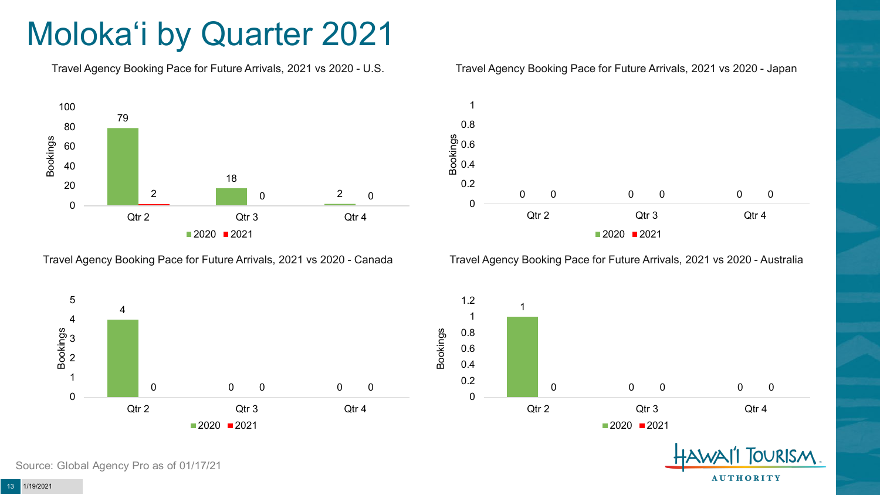# Molokaʻi by Quarter 2021

### Travel Agency Booking Pace for Future Arrivals, 2021 vs 2020 - U.S.

| Bookings | Qtr 2 | Qtr 3 | Qtr 4 |
|---|---|---|---|
| 2020 | 79 | 18 | 2 |
| 2021 | 2 | 0 | 0 |

### Travel Agency Booking Pace for Future Arrivals, 2021 vs 2020 - Japan

| Bookings | Qtr 2 | Qtr 3 | Qtr 4 |
|---|---|---|---|
| 2020 | 0 | 0 | 0 |
| 2021 | 0 | 0 | 0 |

### Travel Agency Booking Pace for Future Arrivals, 2021 vs 2020 - Canada

| Bookings | Qtr 2 | Qtr 3 | Qtr 4 |
|---|---|---|---|
| 2020 | 4 | 0 | 0 |
| 2021 | 0 | 0 | 0 |

### Travel Agency Booking Pace for Future Arrivals, 2021 vs 2020 - Australia

| Bookings | Qtr 2 | Qtr 3 | Qtr 4 |
|---|---|---|---|
| 2020 | 1 | 0 | 0 |
| 2021 | 0 | 0 | 0 |

Source: Global Agency Pro as of 01/17/21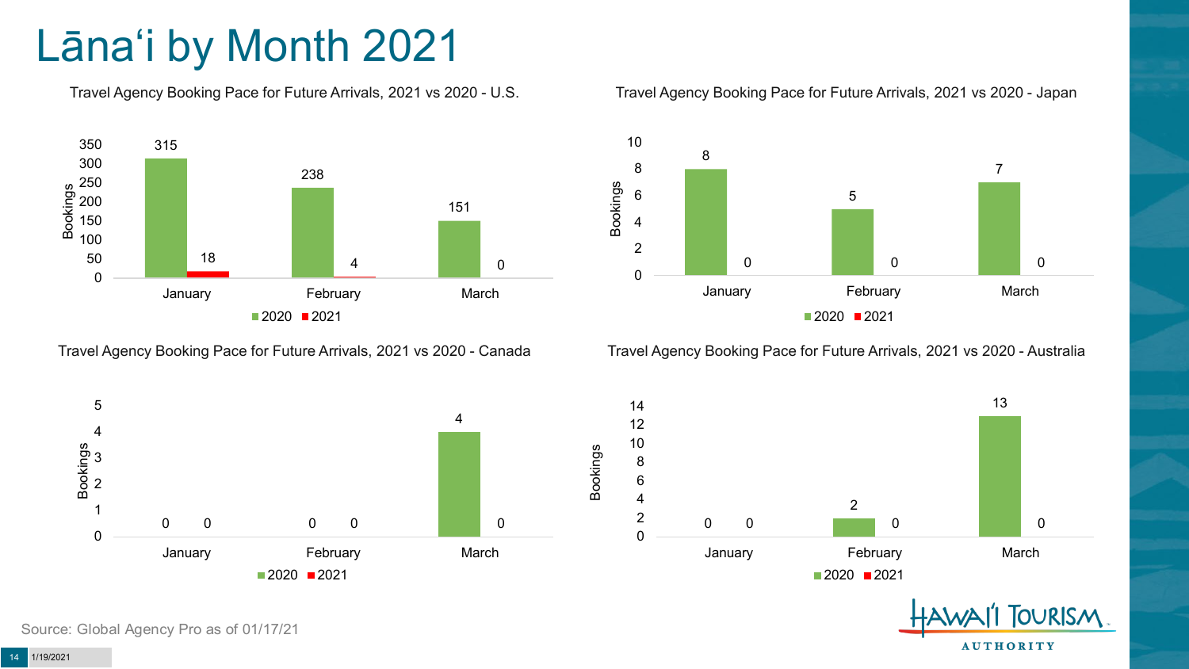# Lānaʻi by Month 2021

### Travel Agency Booking Pace for Future Arrivals, 2021 vs 2020 - U.S.

| Month | 2020 | 2021 |
|---|---|---|
| January | 315 | 18 |
| February | 238 | 4 |
| March | 151 | 0 |

### Travel Agency Booking Pace for Future Arrivals, 2021 vs 2020 - Japan

| Month | 2020 | 2021 |
|---|---|---|
| January | 8 | 0 |
| February | 5 | 0 |
| March | 7 | 0 |

### Travel Agency Booking Pace for Future Arrivals, 2021 vs 2020 - Canada

| Month | 2020 | 2021 |
|---|---|---|
| January | 0 | 0 |
| February | 0 | 0 |
| March | 4 | 0 |

### Travel Agency Booking Pace for Future Arrivals, 2021 vs 2020 - Australia

| Month | 2020 | 2021 |
|---|---|---|
| January | 0 | 0 |
| February | 2 | 0 |
| March | 13 | 0 |

Source: Global Agency Pro as of 01/17/21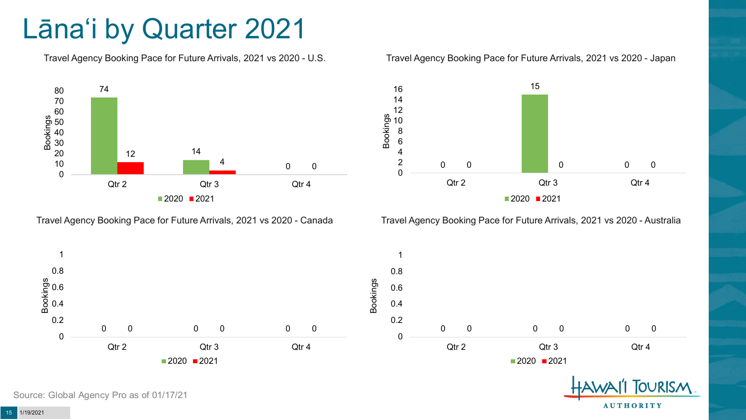# Lāna'i by Quarter 2021

Travel Agency Booking Pace for Future Arrivals, 2021 vs 2020 - U.S.

| Bookings | 2020 | 2021 |
|---|---|---|
| Qtr 2 | 74 | 12 |
| Qtr 3 | 14 | 4 |
| Qtr 4 | 0 | 0 |

Travel Agency Booking Pace for Future Arrivals, 2021 vs 2020 - Japan

| Bookings | 2020 | 2021 |
|---|---|---|
| Qtr 2 | 0 | 0 |
| Qtr 3 | 15 | 0 |
| Qtr 4 | 0 | 0 |

Travel Agency Booking Pace for Future Arrivals, 2021 vs 2020 - Canada

| Bookings | 2020 | 2021 |
|---|---|---|
| Qtr 2 | 0 | 0 |
| Qtr 3 | 0 | 0 |
| Qtr 4 | 0 | 0 |

Travel Agency Booking Pace for Future Arrivals, 2021 vs 2020 - Australia

| Bookings | 2020 | 2021 |
|---|---|---|
| Qtr 2 | 0 | 0 |
| Qtr 3 | 0 | 0 |
| Qtr 4 | 0 | 0 |

Source: Global Agency Pro as of 01/17/21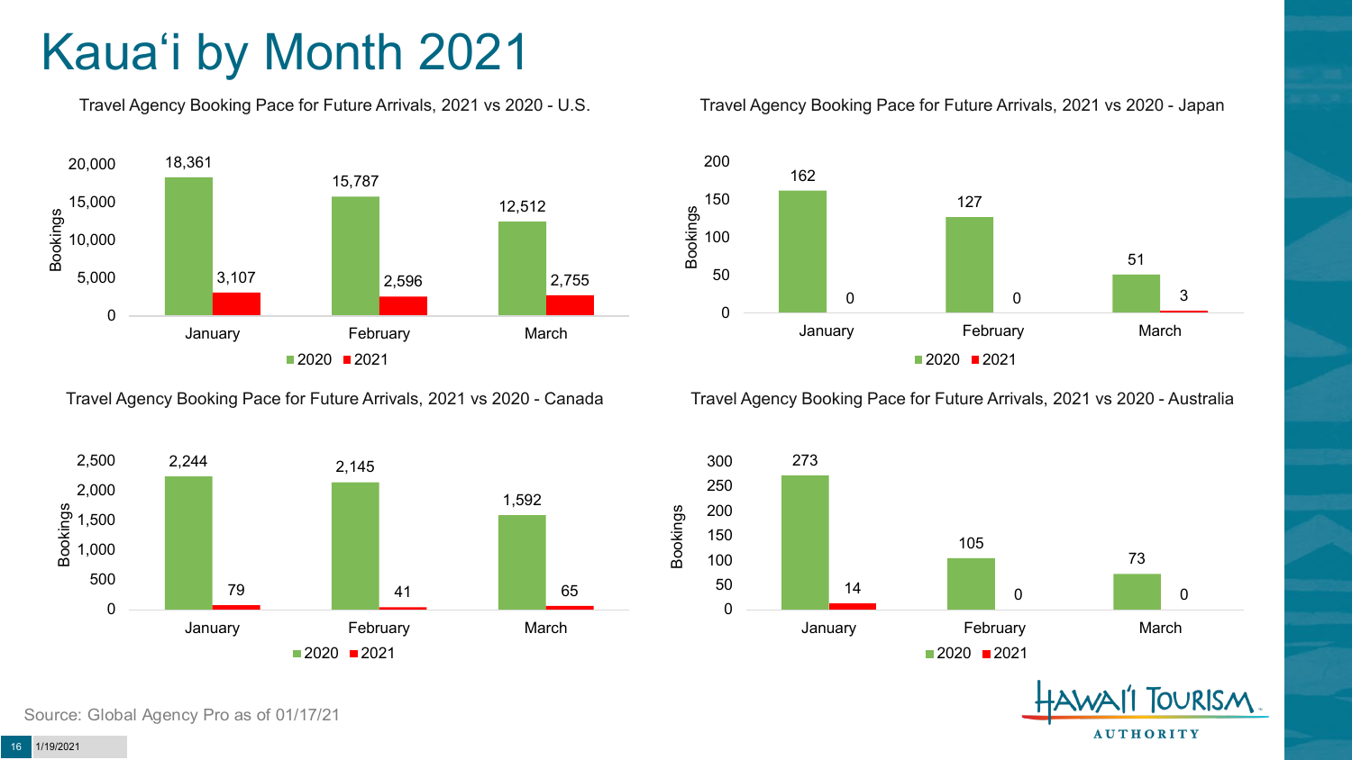# Kauaʻi by Month 2021

**Travel Agency Booking Pace for Future Arrivals, 2021 vs 2020 - U.S.**

| Month | 2020 | 2021 |
|---|---|---|
| January | 18,361 | 3,107 |
| February | 15,787 | 2,596 |
| March | 12,512 | 2,755 |

**Travel Agency Booking Pace for Future Arrivals, 2021 vs 2020 - Japan**

| Month | 2020 | 2021 |
|---|---|---|
| January | 162 | 0 |
| February | 127 | 0 |
| March | 51 | 3 |

**Travel Agency Booking Pace for Future Arrivals, 2021 vs 2020 - Canada**

| Month | 2020 | 2021 |
|---|---|---|
| January | 2,244 | 79 |
| February | 2,145 | 41 |
| March | 1,592 | 65 |

**Travel Agency Booking Pace for Future Arrivals, 2021 vs 2020 - Australia**

| Month | 2020 | 2021 |
|---|---|---|
| January | 273 | 14 |
| February | 105 | 0 |
| March | 73 | 0 |

Source: Global Agency Pro as of 01/17/21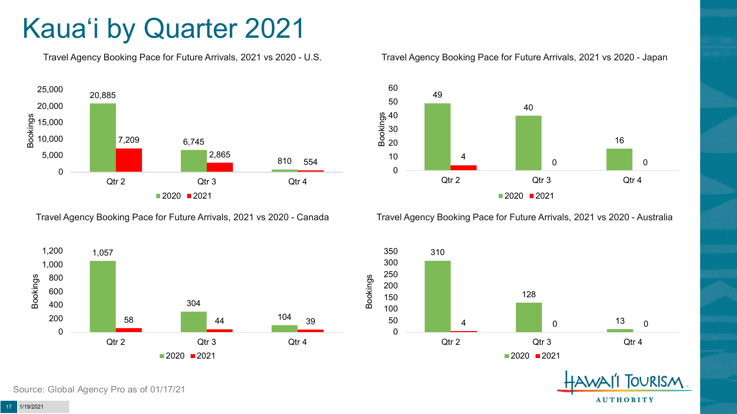# Kaua'i by Quarter 2021

### Travel Agency Booking Pace for Future Arrivals, 2021 vs 2020 - U.S.

| Quarter | 2020 | 2021 |
|---|---|---|
| Qtr 2 | 20,885 | 7,209 |
| Qtr 3 | 6,745 | 2,865 |
| Qtr 4 | 810 | 554 |

### Travel Agency Booking Pace for Future Arrivals, 2021 vs 2020 - Japan

| Quarter | 2020 | 2021 |
|---|---|---|
| Qtr 2 | 49 | 4 |
| Qtr 3 | 40 | 0 |
| Qtr 4 | 16 | 0 |

### Travel Agency Booking Pace for Future Arrivals, 2021 vs 2020 - Canada

| Quarter | 2020 | 2021 |
|---|---|---|
| Qtr 2 | 1,057 | 58 |
| Qtr 3 | 304 | 44 |
| Qtr 4 | 104 | 39 |

### Travel Agency Booking Pace for Future Arrivals, 2021 vs 2020 - Australia

| Quarter | 2020 | 2021 |
|---|---|---|
| Qtr 2 | 310 | 4 |
| Qtr 3 | 128 | 0 |
| Qtr 4 | 13 | 0 |

Source: Global Agency Pro as of 01/17/21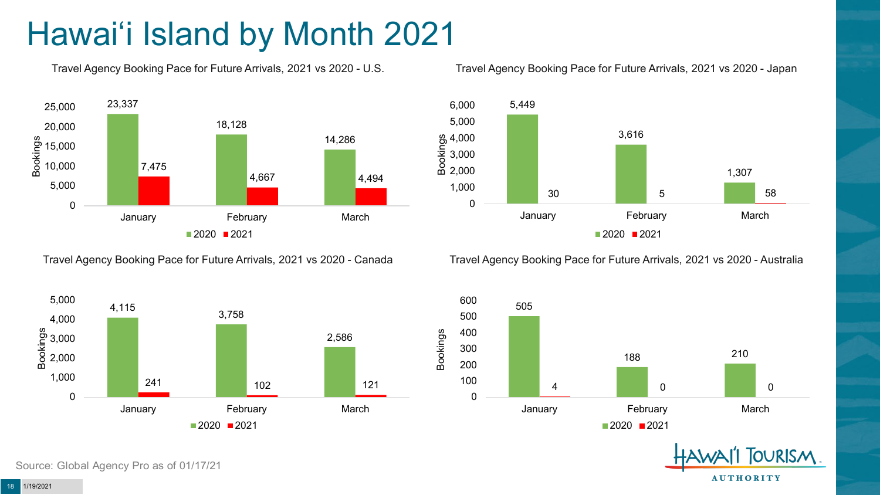# Hawai'i Island by Month 2021

**Travel Agency Booking Pace for Future Arrivals, 2021 vs 2020 - U.S.**

| Bookings | January | February | March |
|---|---|---|---|
| 2020 | 23,337 | 18,128 | 14,286 |
| 2021 | 7,475 | 4,667 | 4,494 |

**Travel Agency Booking Pace for Future Arrivals, 2021 vs 2020 - Japan**

| Bookings | January | February | March |
|---|---|---|---|
| 2020 | 5,449 | 3,616 | 1,307 |
| 2021 | 30 | 5 | 58 |

**Travel Agency Booking Pace for Future Arrivals, 2021 vs 2020 - Canada**

| Bookings | January | February | March |
|---|---|---|---|
| 2020 | 4,115 | 3,758 | 2,586 |
| 2021 | 241 | 102 | 121 |

**Travel Agency Booking Pace for Future Arrivals, 2021 vs 2020 - Australia**

| Bookings | January | February | March |
|---|---|---|---|
| 2020 | 505 | 188 | 210 |
| 2021 | 4 | 0 | 0 |

Source: Global Agency Pro as of 01/17/21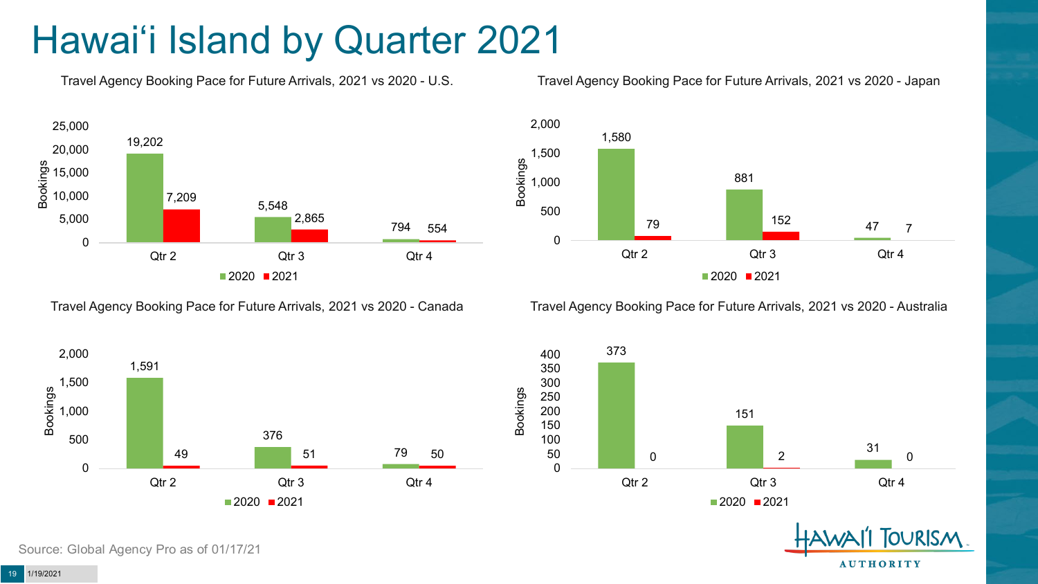# Hawai'i Island by Quarter 2021

Travel Agency Booking Pace for Future Arrivals, 2021 vs 2020 - U.S.

Bookings

25,000
20,000
15,000
10,000
5,000
0

19,202
7,209
5,548
2,865
794
554

Qtr 2
Qtr 3
Qtr 4

2020 2021

Travel Agency Booking Pace for Future Arrivals, 2021 vs 2020 - Japan

Bookings

2,000
1,500
1,000
500
0

1,580
79
881
152
47
7

Qtr 2
Qtr 3
Qtr 4

2020 2021

Travel Agency Booking Pace for Future Arrivals, 2021 vs 2020 - Canada

Bookings

2,000
1,500
1,000
500
0

1,591
49
376
51
79
50

Qtr 2
Qtr 3
Qtr 4

2020 2021

Travel Agency Booking Pace for Future Arrivals, 2021 vs 2020 - Australia

Bookings

400
350
300
250
200
150
100
50
0

373
0
151
2
31
0

Qtr 2
Qtr 3
Qtr 4

2020 2021

Source: Global Agency Pro as of 01/17/21